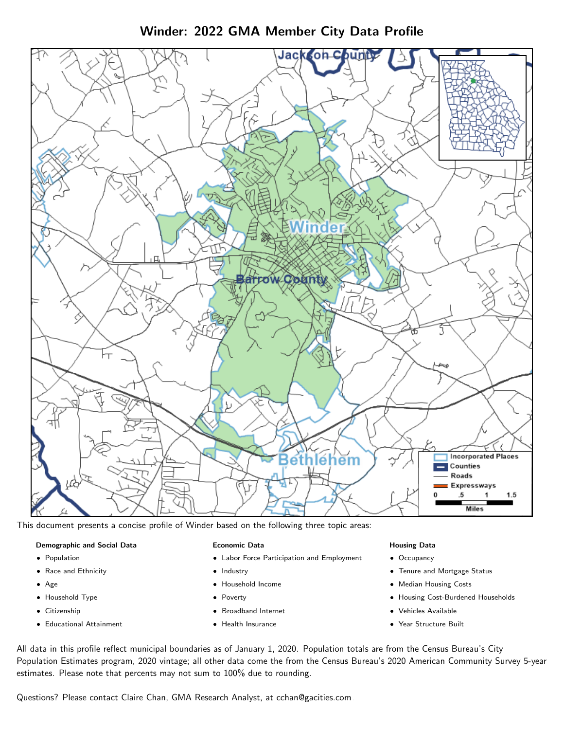# Winder: 2022 GMA Member City Data Profile

This document presents a concise profile of Winder based on the following three topic areas:

**Demographic and Social Data**

- Population
- Race and Ethnicity
- Age
- Household Type
- Citizenship
- Educational Attainment

**Economic Data**

- Labor Force Participation and Employment
- Industry
- Household Income
- Poverty
- Broadband Internet
- Health Insurance

**Housing Data**

- Occupancy
- Tenure and Mortgage Status
- Median Housing Costs
- Housing Cost-Burdened Households
- Vehicles Available
- Year Structure Built

All data in this profile reflect municipal boundaries as of January 1, 2020. Population totals are from the Census Bureau's City Population Estimates program, 2020 vintage; all other data come the from the Census Bureau's 2020 American Community Survey 5-year estimates. Please note that percents may not sum to 100% due to rounding.

Questions? Please contact Claire Chan, GMA Research Analyst, at cchan@gacities.com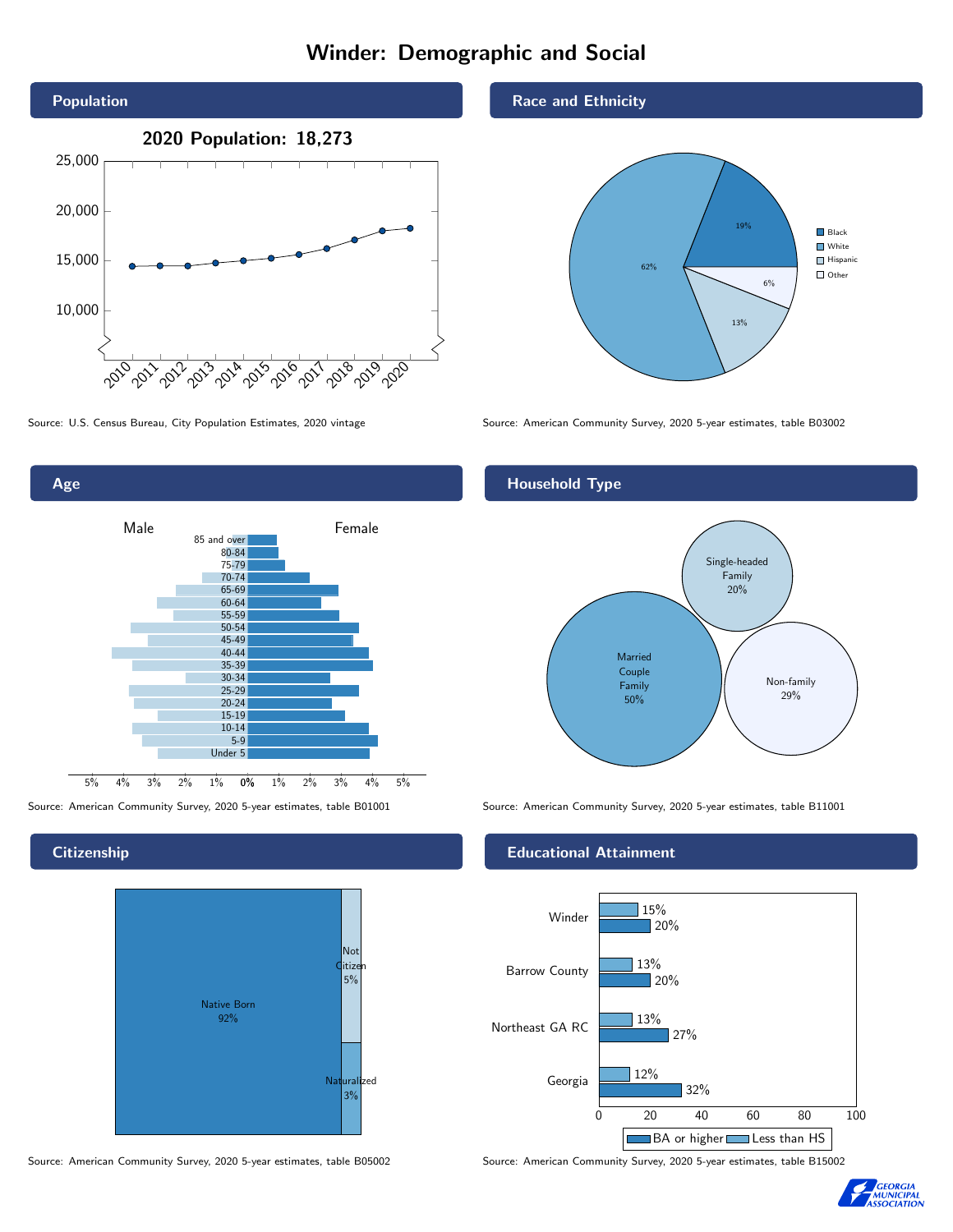# Winder: Demographic and Social

## Population

**2020 Population: 18,273**

Source: U.S. Census Bureau, City Population Estimates, 2020 vintage

## Race and Ethnicity

| Race/Ethnicity | Percent |
|---|---|
| Black | 19% |
| White | 62% |
| Hispanic | 13% |
| Other | 6% |

Source: American Community Survey, 2020 5-year estimates, table B03002

## Age

Male / Female

Age groups: 85 and over, 80-84, 75-79, 70-74, 65-69, 60-64, 55-59, 50-54, 45-49, 40-44, 35-39, 30-34, 25-29, 20-24, 15-19, 10-14, 5-9, Under 5

Source: American Community Survey, 2020 5-year estimates, table B01001

## Household Type

| Household Type | Percent |
|---|---|
| Married Couple Family | 50% |
| Single-headed Family | 20% |
| Non-family | 29% |

Source: American Community Survey, 2020 5-year estimates, table B11001

## Citizenship

| Citizenship | Percent |
|---|---|
| Native Born | 92% |
| Not Citizen | 5% |
| Naturalized | 3% |

Source: American Community Survey, 2020 5-year estimates, table B05002

## Educational Attainment

| Area | Less than HS | BA or higher |
|---|---|---|
| Winder | 15% | 20% |
| Barrow County | 13% | 20% |
| Northeast GA RC | 13% | 27% |
| Georgia | 12% | 32% |

Source: American Community Survey, 2020 5-year estimates, table B15002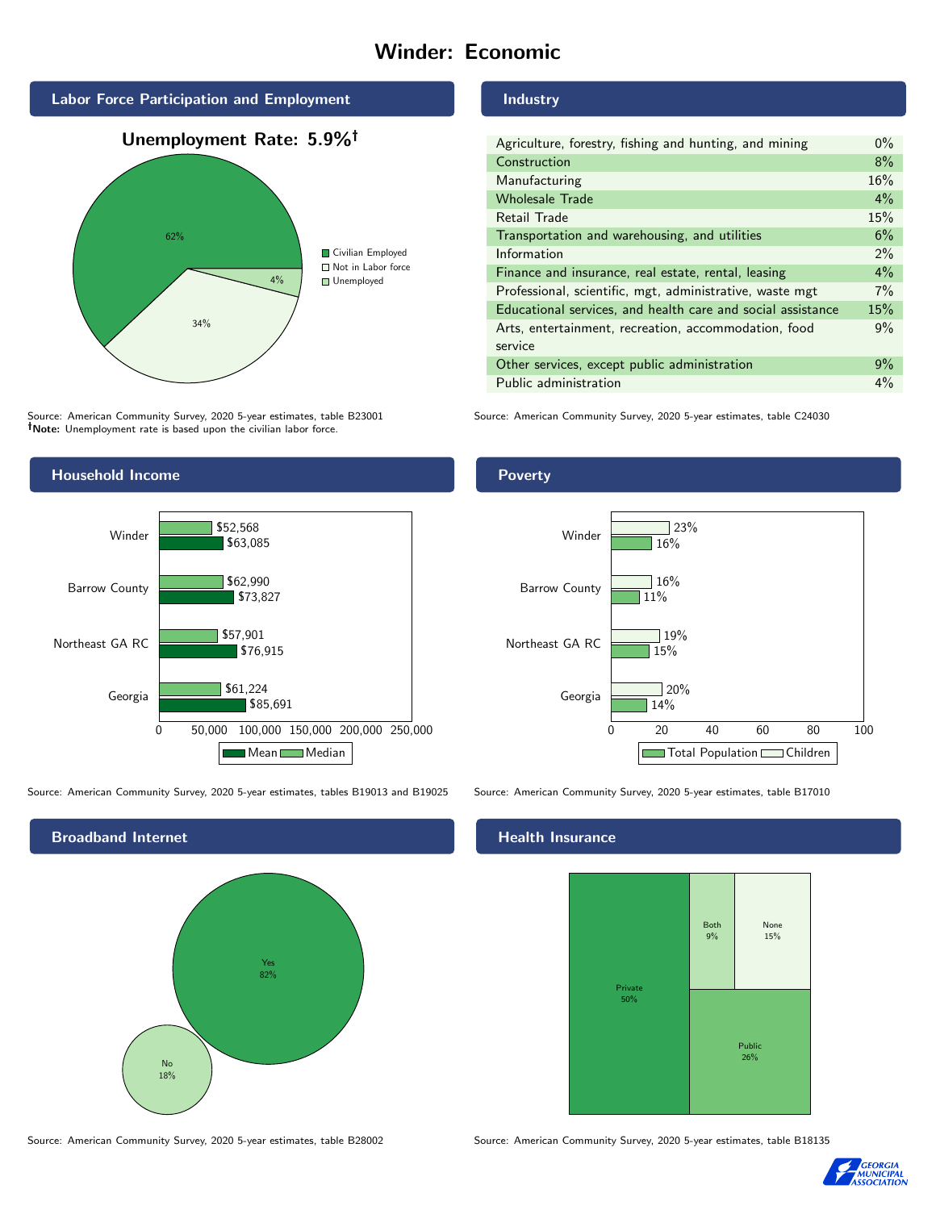# Winder: Economic

## Labor Force Participation and Employment

**Unemployment Rate: 5.9%†**

| Category | Percent |
|---|---|
| Civilian Employed | 62% |
| Not in Labor force | 34% |
| Unemployed | 4% |

Source: American Community Survey, 2020 5-year estimates, table B23001
**†Note:** Unemployment rate is based upon the civilian labor force.

## Industry

| Industry | Percent |
|---|---|
| Agriculture, forestry, fishing and hunting, and mining | 0% |
| Construction | 8% |
| Manufacturing | 16% |
| Wholesale Trade | 4% |
| Retail Trade | 15% |
| Transportation and warehousing, and utilities | 6% |
| Information | 2% |
| Finance and insurance, real estate, rental, leasing | 4% |
| Professional, scientific, mgt, administrative, waste mgt | 7% |
| Educational services, and health care and social assistance | 15% |
| Arts, entertainment, recreation, accommodation, food service | 9% |
| Other services, except public administration | 9% |
| Public administration | 4% |

Source: American Community Survey, 2020 5-year estimates, table C24030

## Household Income

| Area | Median | Mean |
|---|---|---|
| Winder | $52,568 | $63,085 |
| Barrow County | $62,990 | $73,827 |
| Northeast GA RC | $57,901 | $76,915 |
| Georgia | $61,224 | $85,691 |

Source: American Community Survey, 2020 5-year estimates, tables B19013 and B19025

## Poverty

| Area | Children | Total Population |
|---|---|---|
| Winder | 23% | 16% |
| Barrow County | 16% | 11% |
| Northeast GA RC | 19% | 15% |
| Georgia | 20% | 14% |

Source: American Community Survey, 2020 5-year estimates, table B17010

## Broadband Internet

| Response | Percent |
|---|---|
| Yes | 82% |
| No | 18% |

Source: American Community Survey, 2020 5-year estimates, table B28002

## Health Insurance

| Type | Percent |
|---|---|
| Private | 50% |
| Public | 26% |
| None | 15% |
| Both | 9% |

Source: American Community Survey, 2020 5-year estimates, table B18135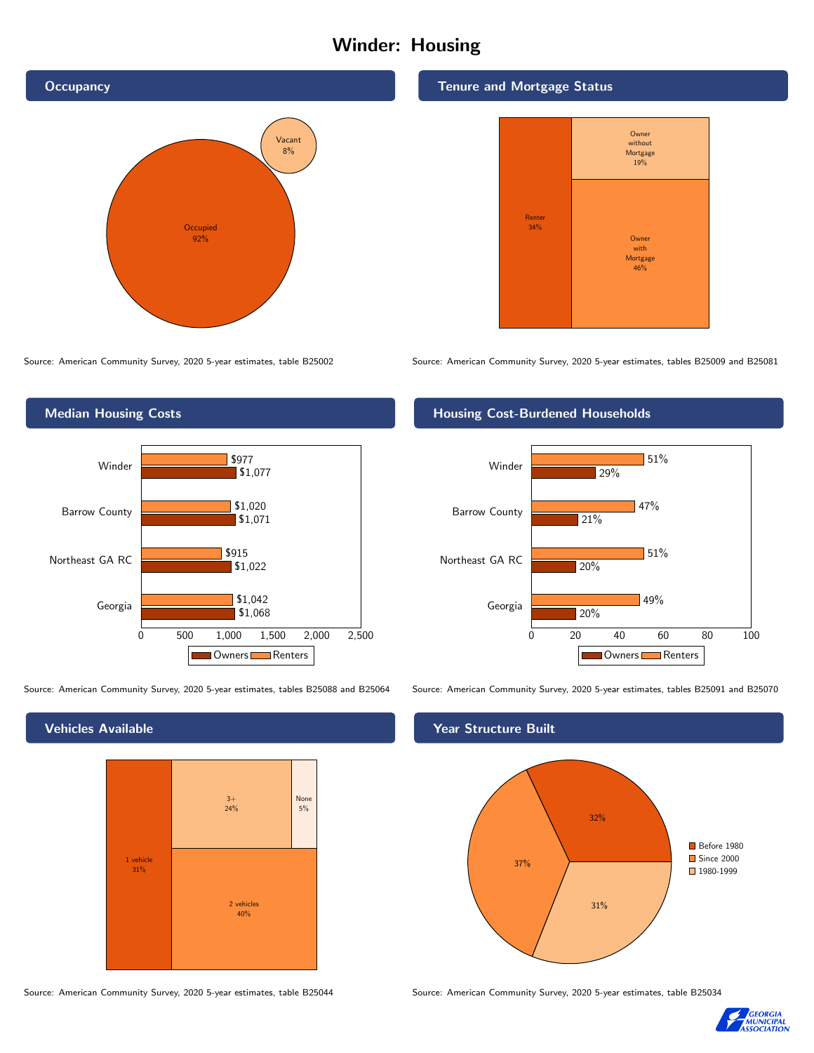# Winder: Housing

## Occupancy

Vacant
8%

Occupied
92%

Source: American Community Survey, 2020 5-year estimates, table B25002

## Tenure and Mortgage Status

Renter
34%

Owner without Mortgage
19%

Owner with Mortgage
46%

Source: American Community Survey, 2020 5-year estimates, tables B25009 and B25081

## Median Housing Costs

Winder
$977
$1,077

Barrow County
$1,020
$1,071

Northeast GA RC
$915
$1,022

Georgia
$1,042
$1,068

0 500 1,000 1,500 2,000 2,500

Owners Renters

Source: American Community Survey, 2020 5-year estimates, tables B25088 and B25064

## Housing Cost-Burdened Households

Winder
51%
29%

Barrow County
47%
21%

Northeast GA RC
51%
20%

Georgia
49%
20%

0 20 40 60 80 100

Owners Renters

Source: American Community Survey, 2020 5-year estimates, tables B25091 and B25070

## Vehicles Available

1 vehicle
31%

3+
24%

None
5%

2 vehicles
40%

Source: American Community Survey, 2020 5-year estimates, table B25044

## Year Structure Built

32%
37%
31%

Before 1980
Since 2000
1980-1999

Source: American Community Survey, 2020 5-year estimates, table B25034